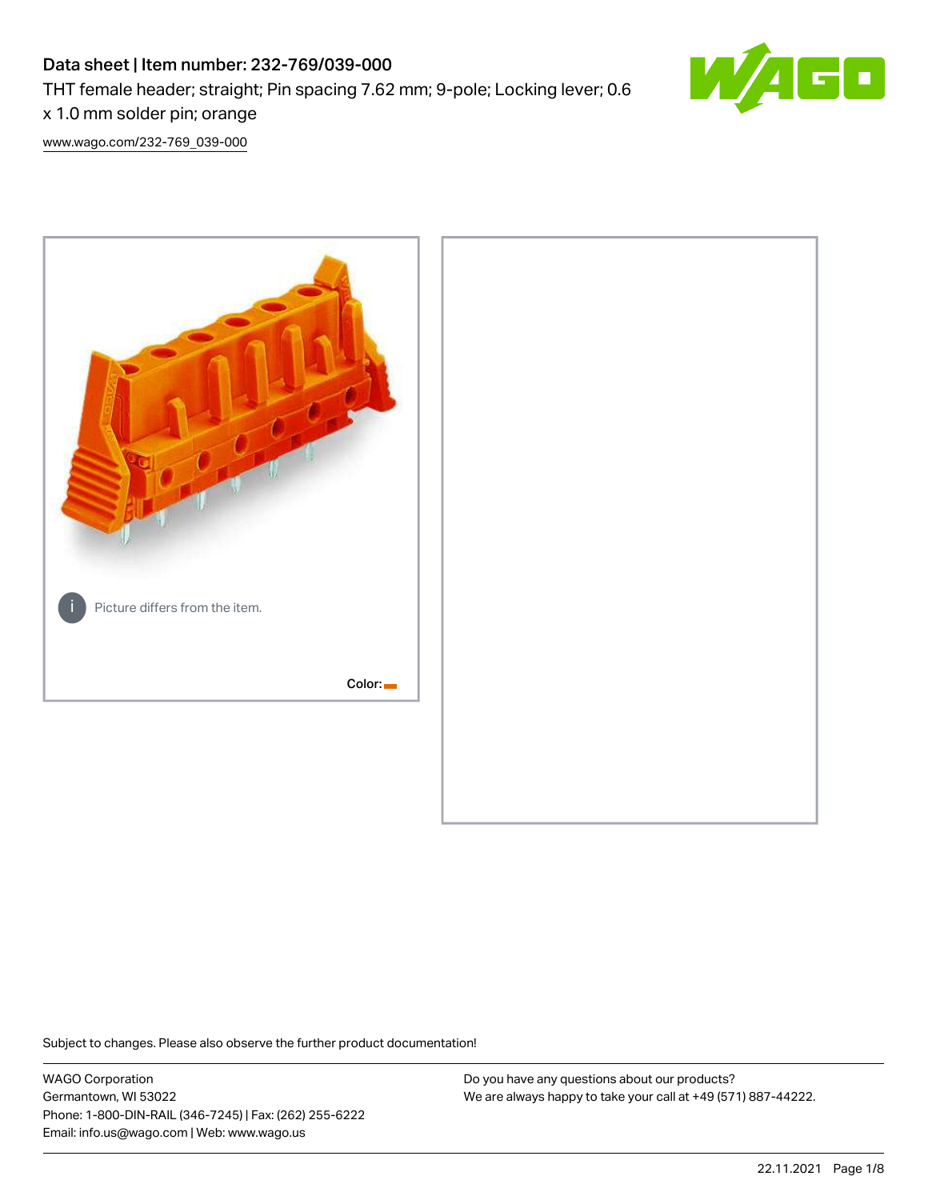# Data sheet | Item number: 232-769/039-000

THT female header; straight; Pin spacing 7.62 mm; 9-pole; Locking lever; 0.6 x 1.0 mm solder pin; orange

www.wago.com/232-769_039-000

Picture differs from the item.

Color:

Subject to changes. Please also observe the further product documentation!

WAGO Corporation
Germantown, WI 53022
Phone: 1-800-DIN-RAIL (346-7245) | Fax: (262) 255-6222
Email: info.us@wago.com | Web: www.wago.us

Do you have any questions about our products?
We are always happy to take your call at +49 (571) 887-44222.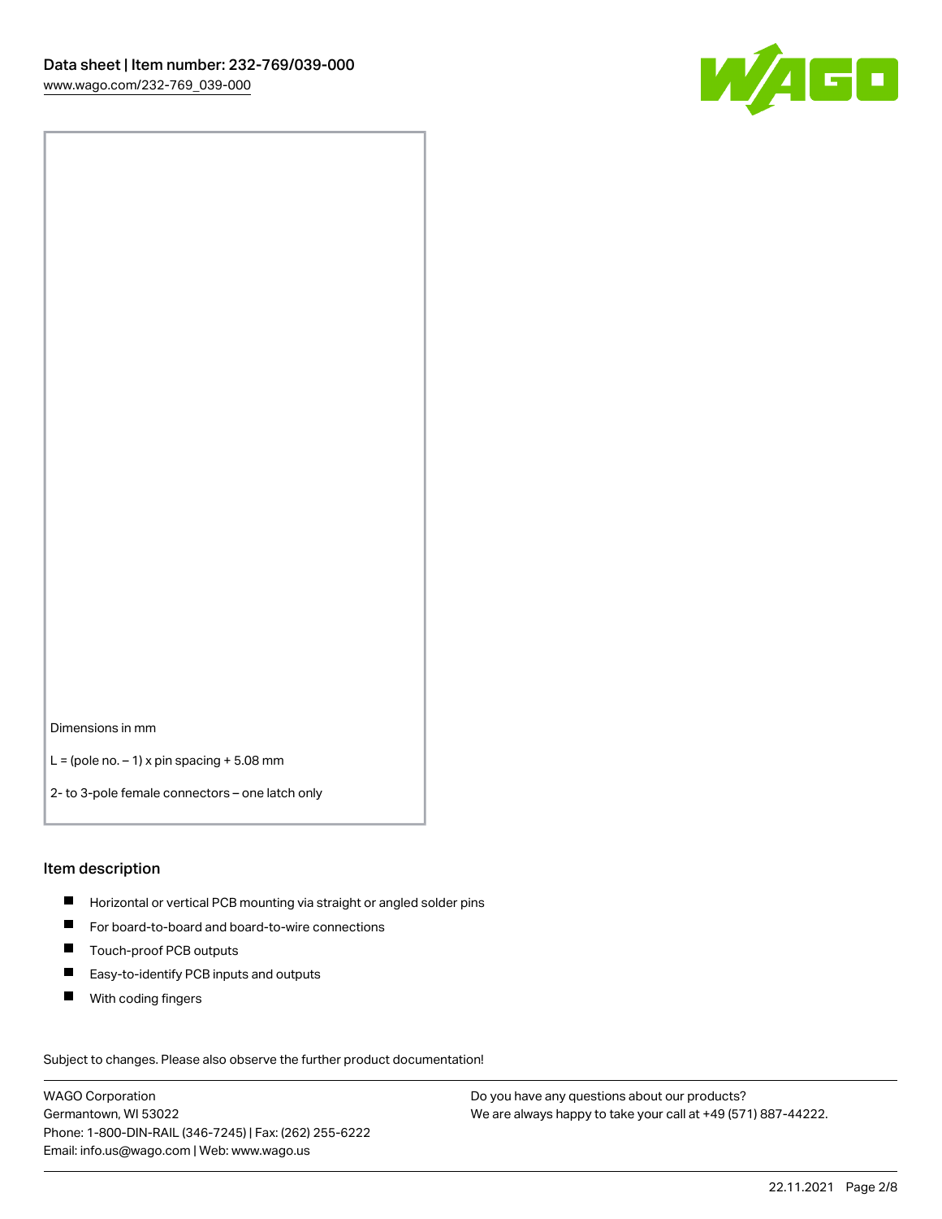Dimensions in mm

L = (pole no. – 1) x pin spacing + 5.08 mm

2- to 3-pole female connectors – one latch only

## Item description

- Horizontal or vertical PCB mounting via straight or angled solder pins
- For board-to-board and board-to-wire connections
- Touch-proof PCB outputs
- Easy-to-identify PCB inputs and outputs
- With coding fingers

Subject to changes. Please also observe the further product documentation!

WAGO Corporation
Germantown, WI 53022
Phone: 1-800-DIN-RAIL (346-7245) | Fax: (262) 255-6222
Email: info.us@wago.com | Web: www.wago.us

Do you have any questions about our products?
We are always happy to take your call at +49 (571) 887-44222.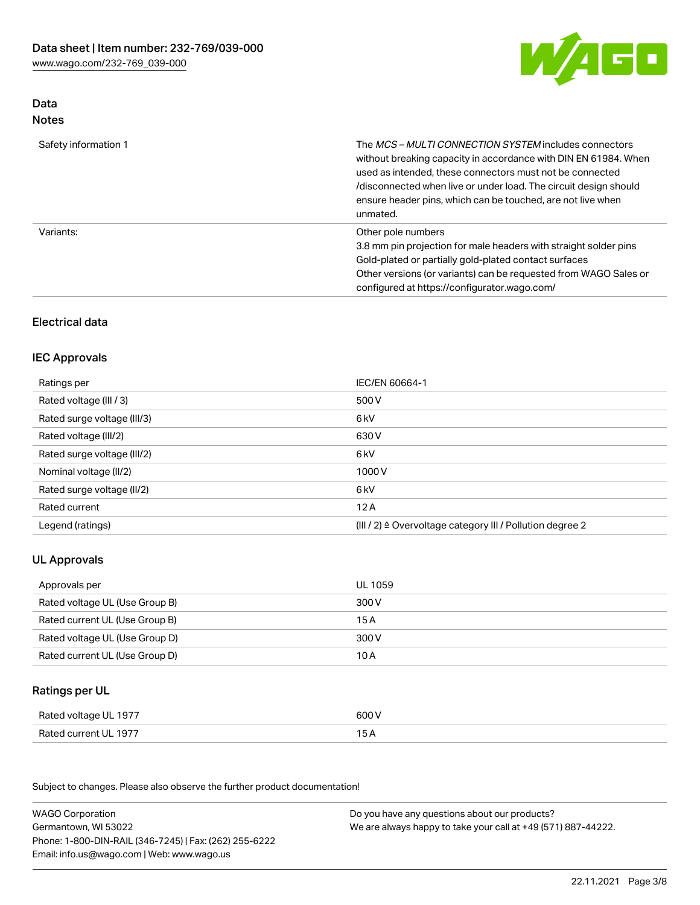## Data
### Notes

| | |
|---|---|
| Safety information 1 | The *MCS – MULTI CONNECTION SYSTEM* includes connectors without breaking capacity in accordance with DIN EN 61984. When used as intended, these connectors must not be connected /disconnected when live or under load. The circuit design should ensure header pins, which can be touched, are not live when unmated. |
| Variants: | Other pole numbers<br>3.8 mm pin projection for male headers with straight solder pins<br>Gold-plated or partially gold-plated contact surfaces<br>Other versions (or variants) can be requested from WAGO Sales or configured at https://configurator.wago.com/ |

## Electrical data

### IEC Approvals

| | |
|---|---|
| Ratings per | IEC/EN 60664-1 |
| Rated voltage (III / 3) | 500 V |
| Rated surge voltage (III/3) | 6 kV |
| Rated voltage (III/2) | 630 V |
| Rated surge voltage (III/2) | 6 kV |
| Nominal voltage (II/2) | 1000 V |
| Rated surge voltage (II/2) | 6 kV |
| Rated current | 12 A |
| Legend (ratings) | (III / 2) ≙ Overvoltage category III / Pollution degree 2 |

### UL Approvals

| | |
|---|---|
| Approvals per | UL 1059 |
| Rated voltage UL (Use Group B) | 300 V |
| Rated current UL (Use Group B) | 15 A |
| Rated voltage UL (Use Group D) | 300 V |
| Rated current UL (Use Group D) | 10 A |

### Ratings per UL

| | |
|---|---|
| Rated voltage UL 1977 | 600 V |
| Rated current UL 1977 | 15 A |

Subject to changes. Please also observe the further product documentation!

WAGO Corporation
Germantown, WI 53022
Phone: 1-800-DIN-RAIL (346-7245) | Fax: (262) 255-6222
Email: info.us@wago.com | Web: www.wago.us

Do you have any questions about our products?
We are always happy to take your call at +49 (571) 887-44222.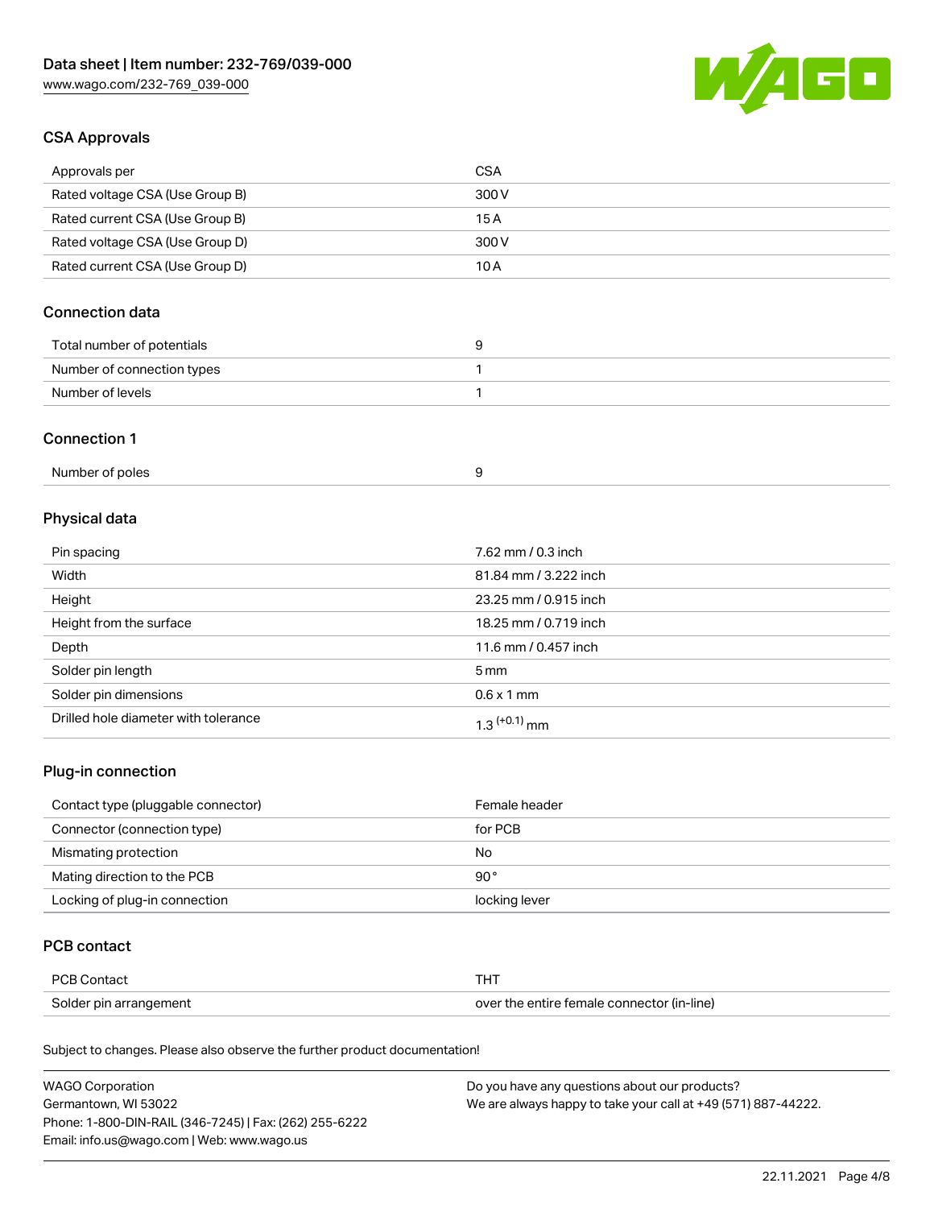## CSA Approvals

| Approvals per | CSA |
|---|---|
| Rated voltage CSA (Use Group B) | 300 V |
| Rated current CSA (Use Group B) | 15 A |
| Rated voltage CSA (Use Group D) | 300 V |
| Rated current CSA (Use Group D) | 10 A |

## Connection data

| Total number of potentials | 9 |
|---|---|
| Number of connection types | 1 |
| Number of levels | 1 |

## Connection 1

| Number of poles | 9 |
|---|---|

## Physical data

| Pin spacing | 7.62 mm / 0.3 inch |
|---|---|
| Width | 81.84 mm / 3.222 inch |
| Height | 23.25 mm / 0.915 inch |
| Height from the surface | 18.25 mm / 0.719 inch |
| Depth | 11.6 mm / 0.457 inch |
| Solder pin length | 5 mm |
| Solder pin dimensions | 0.6 x 1 mm |
| Drilled hole diameter with tolerance | $1.3^{(+0.1)}$ mm |

## Plug-in connection

| Contact type (pluggable connector) | Female header |
|---|---|
| Connector (connection type) | for PCB |
| Mismating protection | No |
| Mating direction to the PCB | 90° |
| Locking of plug-in connection | locking lever |

## PCB contact

| PCB Contact | THT |
|---|---|
| Solder pin arrangement | over the entire female connector (in-line) |

Subject to changes. Please also observe the further product documentation!

WAGO Corporation
Germantown, WI 53022
Phone: 1-800-DIN-RAIL (346-7245) | Fax: (262) 255-6222
Email: info.us@wago.com | Web: www.wago.us

Do you have any questions about our products?
We are always happy to take your call at +49 (571) 887-44222.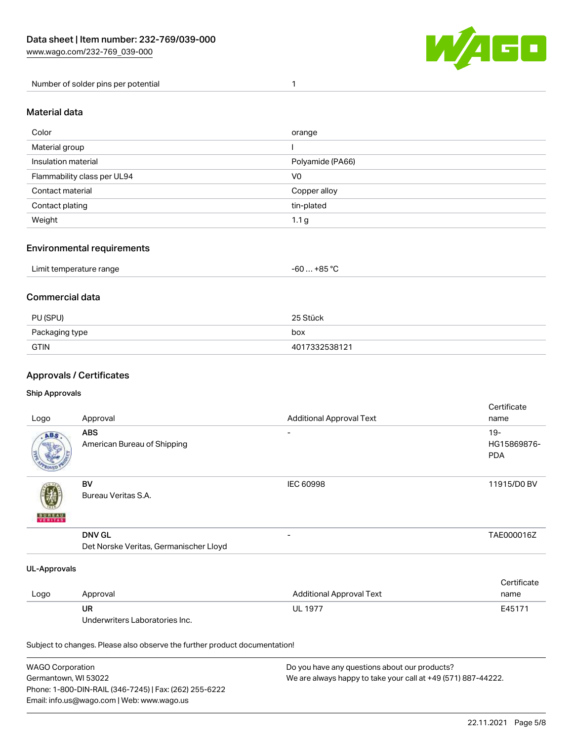| Number of solder pins per potential | 1 |
| --- | --- |

## Material data

| Color | orange |
| --- | --- |
| Material group | I |
| Insulation material | Polyamide (PA66) |
| Flammability class per UL94 | V0 |
| Contact material | Copper alloy |
| Contact plating | tin-plated |
| Weight | 1.1 g |

## Environmental requirements

| Limit temperature range | -60 … +85 °C |
| --- | --- |

## Commercial data

| PU (SPU) | 25 Stück |
| --- | --- |
| Packaging type | box |
| GTIN | 4017332538121 |

## Approvals / Certificates

### Ship Approvals

| Logo | Approval | Additional Approval Text | Certificate name |
| --- | --- | --- | --- |
| | **ABS**<br>American Bureau of Shipping | - | 19-HG15869876-PDA |
| | **BV**<br>Bureau Veritas S.A. | IEC 60998 | 11915/D0 BV |
| | **DNV GL**<br>Det Norske Veritas, Germanischer Lloyd | - | TAE000016Z |

### UL-Approvals

| Logo | Approval | Additional Approval Text | Certificate name |
| --- | --- | --- | --- |
| | **UR**<br>Underwriters Laboratories Inc. | UL 1977 | E45171 |

Subject to changes. Please also observe the further product documentation!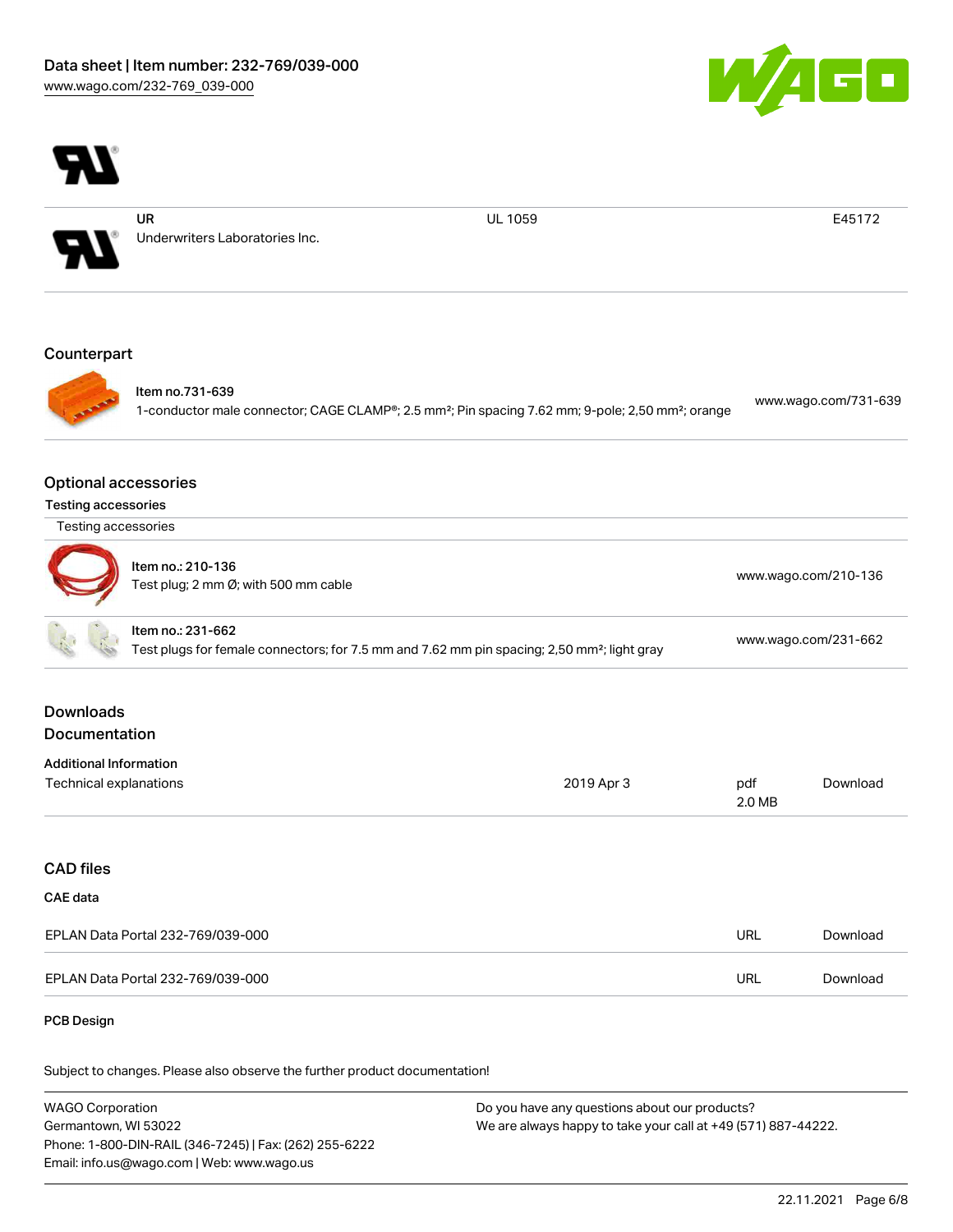| | | | |
|---|---|---|---|
| | UR<br>Underwriters Laboratories Inc. | UL 1059 | E45172 |

## Counterpart

| | |
|---|---|
| Item no.731-639<br>1-conductor male connector; CAGE CLAMP®; 2.5 mm²; Pin spacing 7.62 mm; 9-pole; 2,50 mm²; orange | www.wago.com/731-639 |

## Optional accessories

### Testing accessories

| Testing accessories | |
|---|---|
| Item no.: 210-136<br>Test plug; 2 mm Ø; with 500 mm cable | www.wago.com/210-136 |
| Item no.: 231-662<br>Test plugs for female connectors; for 7.5 mm and 7.62 mm pin spacing; 2,50 mm²; light gray | www.wago.com/231-662 |

## Downloads

## Documentation

### Additional Information

| | | | |
|---|---|---|---|
| Technical explanations | 2019 Apr 3 | pdf<br>2.0 MB | Download |

## CAD files

### CAE data

| | | |
|---|---|---|
| EPLAN Data Portal 232-769/039-000 | URL | Download |
| EPLAN Data Portal 232-769/039-000 | URL | Download |

### PCB Design

Subject to changes. Please also observe the further product documentation!

WAGO Corporation
Germantown, WI 53022
Phone: 1-800-DIN-RAIL (346-7245) | Fax: (262) 255-6222
Email: info.us@wago.com | Web: www.wago.us

Do you have any questions about our products?
We are always happy to take your call at +49 (571) 887-44222.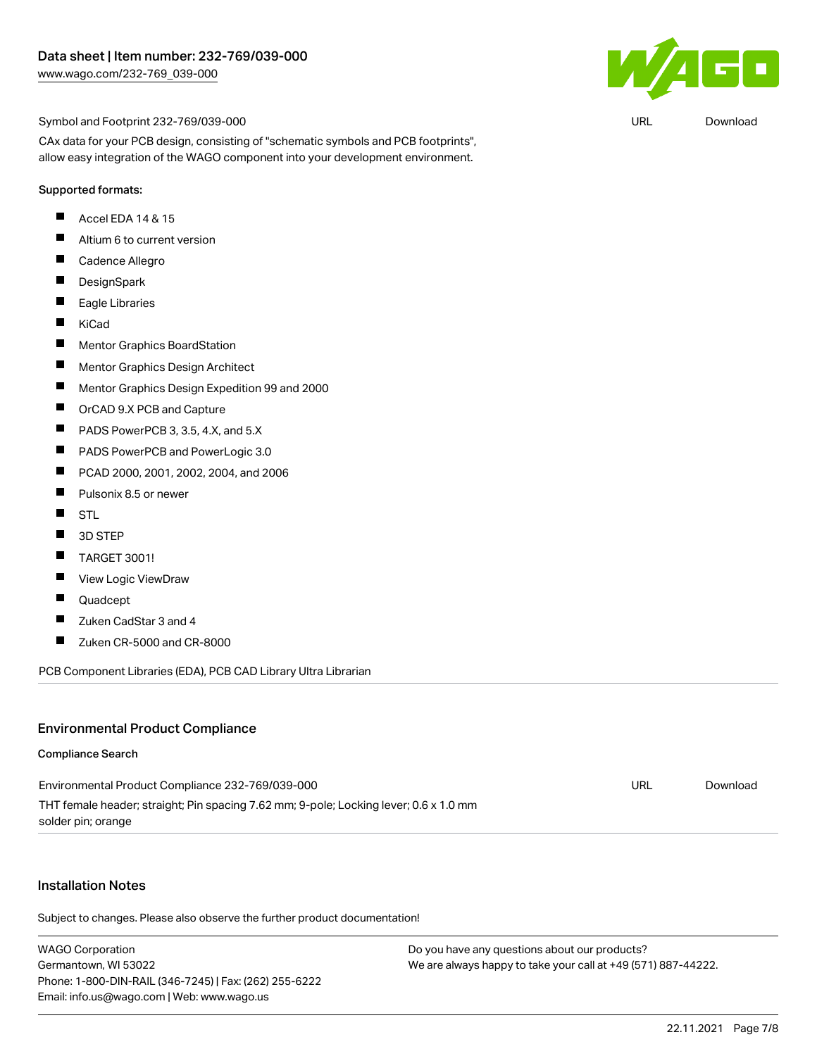Symbol and Footprint 232-769/039-000 URL Download

CAx data for your PCB design, consisting of "schematic symbols and PCB footprints", allow easy integration of the WAGO component into your development environment.

Supported formats:

- Accel EDA 14 & 15
- Altium 6 to current version
- Cadence Allegro
- DesignSpark
- Eagle Libraries
- KiCad
- Mentor Graphics BoardStation
- Mentor Graphics Design Architect
- Mentor Graphics Design Expedition 99 and 2000
- OrCAD 9.X PCB and Capture
- PADS PowerPCB 3, 3.5, 4.X, and 5.X
- PADS PowerPCB and PowerLogic 3.0
- PCAD 2000, 2001, 2002, 2004, and 2006
- Pulsonix 8.5 or newer
- STL
- 3D STEP
- TARGET 3001!
- View Logic ViewDraw
- Quadcept
- Zuken CadStar 3 and 4
- Zuken CR-5000 and CR-8000

PCB Component Libraries (EDA), PCB CAD Library Ultra Librarian

## Environmental Product Compliance

### Compliance Search

Environmental Product Compliance 232-769/039-000 URL Download

THT female header; straight; Pin spacing 7.62 mm; 9-pole; Locking lever; 0.6 x 1.0 mm solder pin; orange

## Installation Notes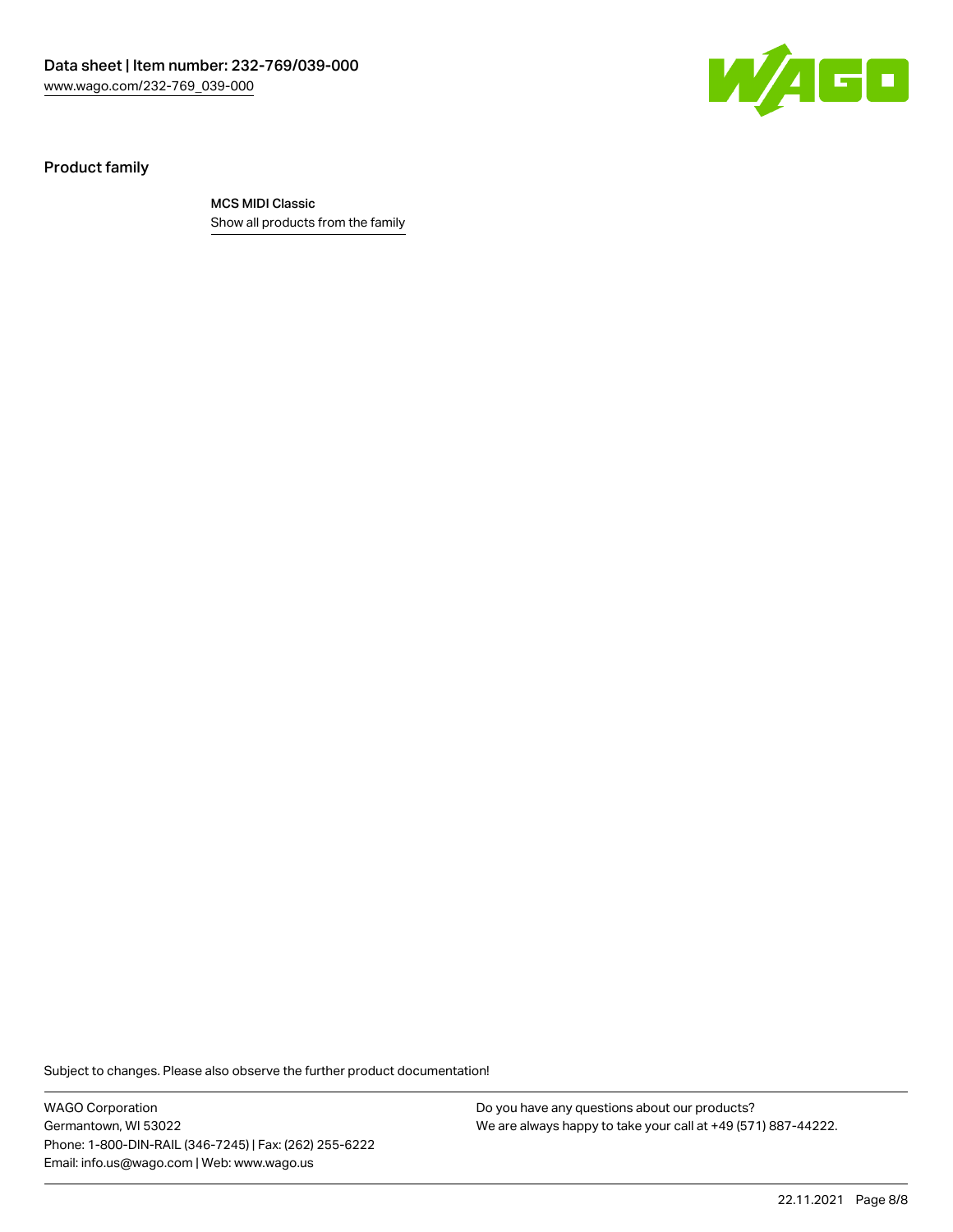## Product family

MCS MIDI Classic
Show all products from the family

Subject to changes. Please also observe the further product documentation!

WAGO Corporation
Germantown, WI 53022
Phone: 1-800-DIN-RAIL (346-7245) | Fax: (262) 255-6222
Email: info.us@wago.com | Web: www.wago.us

Do you have any questions about our products?
We are always happy to take your call at +49 (571) 887-44222.